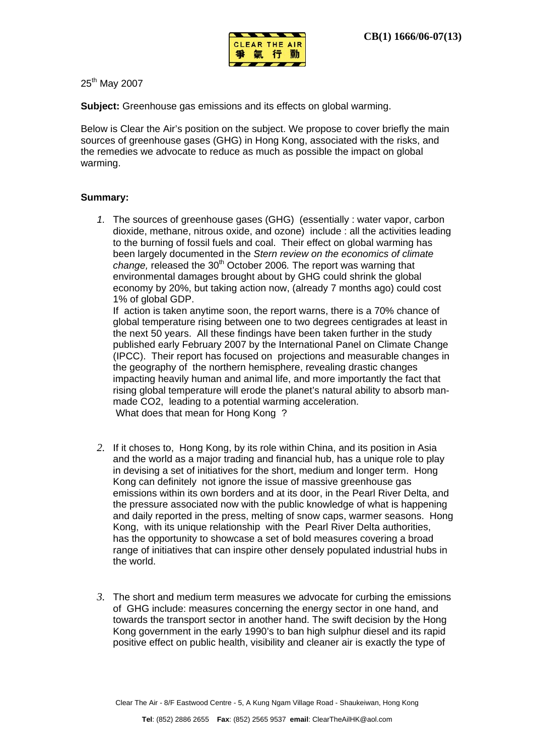CB(1) 1666/06-07(13)

CLEAR THE AIR
爭 氣 行 動

25th May 2007

**Subject:** Greenhouse gas emissions and its effects on global warming.

Below is Clear the Air's position on the subject. We propose to cover briefly the main sources of greenhouse gases (GHG) in Hong Kong, associated with the risks, and the remedies we advocate to reduce as much as possible the impact on global warming.

**Summary:**

1. The sources of greenhouse gases (GHG) (essentially : water vapor, carbon dioxide, methane, nitrous oxide, and ozone) include : all the activities leading to the burning of fossil fuels and coal. Their effect on global warming has been largely documented in the *Stern review on the economics of climate change,* released the 30th October 2006. The report was warning that environmental damages brought about by GHG could shrink the global economy by 20%, but taking action now, (already 7 months ago) could cost 1% of global GDP.
   If action is taken anytime soon, the report warns, there is a 70% chance of global temperature rising between one to two degrees centigrades at least in the next 50 years. All these findings have been taken further in the study published early February 2007 by the International Panel on Climate Change (IPCC). Their report has focused on projections and measurable changes in the geography of the northern hemisphere, revealing drastic changes impacting heavily human and animal life, and more importantly the fact that rising global temperature will erode the planet's natural ability to absorb man-made CO2, leading to a potential warming acceleration.
   What does that mean for Hong Kong ?

2. If it choses to, Hong Kong, by its role within China, and its position in Asia and the world as a major trading and financial hub, has a unique role to play in devising a set of initiatives for the short, medium and longer term. Hong Kong can definitely not ignore the issue of massive greenhouse gas emissions within its own borders and at its door, in the Pearl River Delta, and the pressure associated now with the public knowledge of what is happening and daily reported in the press, melting of snow caps, warmer seasons. Hong Kong, with its unique relationship with the Pearl River Delta authorities, has the opportunity to showcase a set of bold measures covering a broad range of initiatives that can inspire other densely populated industrial hubs in the world.

3. The short and medium term measures we advocate for curbing the emissions of GHG include: measures concerning the energy sector in one hand, and towards the transport sector in another hand. The swift decision by the Hong Kong government in the early 1990's to ban high sulphur diesel and its rapid positive effect on public health, visibility and cleaner air is exactly the type of

Clear The Air - 8/F Eastwood Centre - 5, A Kung Ngam Village Road - Shaukeiwan, Hong Kong

**Tel**: (852) 2886 2655 **Fax**: (852) 2565 9537 **email**: ClearTheAilHK@aol.com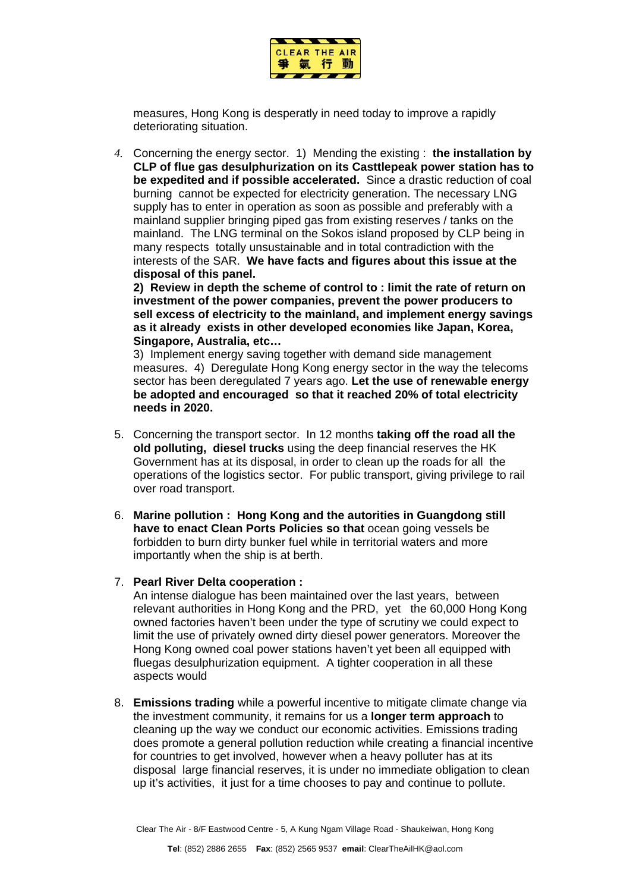measures, Hong Kong is desperatly in need today to improve a rapidly deteriorating situation.

4. Concerning the energy sector. 1) Mending the existing : **the installation by CLP of flue gas desulphurization on its Casttlepeak power station has to be expedited and if possible accelerated.** Since a drastic reduction of coal burning cannot be expected for electricity generation. The necessary LNG supply has to enter in operation as soon as possible and preferably with a mainland supplier bringing piped gas from existing reserves / tanks on the mainland. The LNG terminal on the Sokos island proposed by CLP being in many respects totally unsustainable and in total contradiction with the interests of the SAR. **We have facts and figures about this issue at the disposal of this panel.**

   **2) Review in depth the scheme of control to : limit the rate of return on investment of the power companies, prevent the power producers to sell excess of electricity to the mainland, and implement energy savings as it already exists in other developed economies like Japan, Korea, Singapore, Australia, etc…**

   3) Implement energy saving together with demand side management measures. 4) Deregulate Hong Kong energy sector in the way the telecoms sector has been deregulated 7 years ago. **Let the use of renewable energy be adopted and encouraged so that it reached 20% of total electricity needs in 2020.**

5. Concerning the transport sector. In 12 months **taking off the road all the old polluting, diesel trucks** using the deep financial reserves the HK Government has at its disposal, in order to clean up the roads for all the operations of the logistics sector. For public transport, giving privilege to rail over road transport.

6. **Marine pollution : Hong Kong and the autorities in Guangdong still have to enact Clean Ports Policies so that** ocean going vessels be forbidden to burn dirty bunker fuel while in territorial waters and more importantly when the ship is at berth.

7. **Pearl River Delta cooperation :**

   An intense dialogue has been maintained over the last years, between relevant authorities in Hong Kong and the PRD, yet the 60,000 Hong Kong owned factories haven't been under the type of scrutiny we could expect to limit the use of privately owned dirty diesel power generators. Moreover the Hong Kong owned coal power stations haven't yet been all equipped with fluegas desulphurization equipment. A tighter cooperation in all these aspects would

8. **Emissions trading** while a powerful incentive to mitigate climate change via the investment community, it remains for us a **longer term approach** to cleaning up the way we conduct our economic activities. Emissions trading does promote a general pollution reduction while creating a financial incentive for countries to get involved, however when a heavy polluter has at its disposal large financial reserves, it is under no immediate obligation to clean up it's activities, it just for a time chooses to pay and continue to pollute.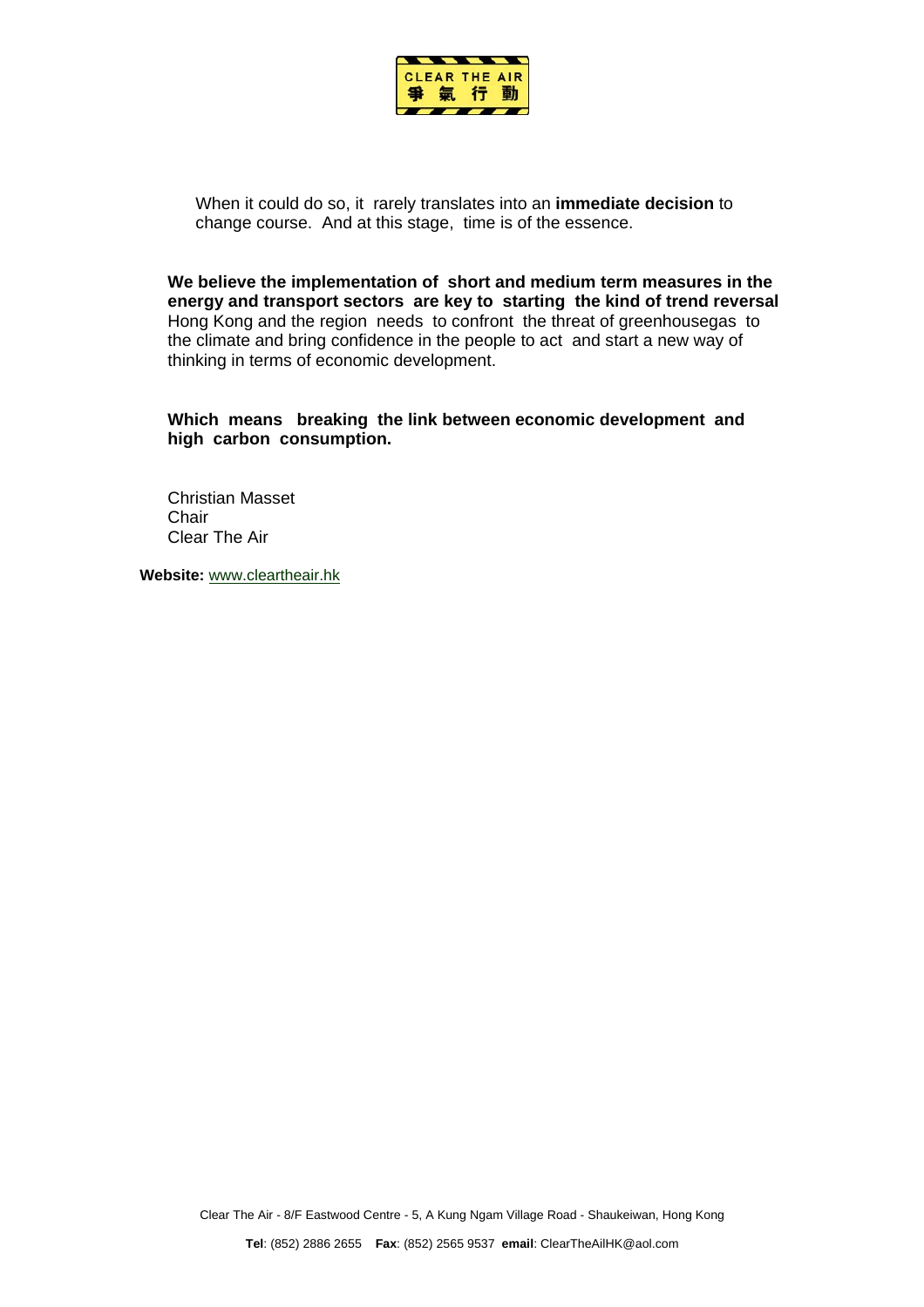When it could do so, it rarely translates into an **immediate decision** to change course. And at this stage, time is of the essence.

**We believe the implementation of short and medium term measures in the energy and transport sectors are key to starting the kind of trend reversal** Hong Kong and the region needs to confront the threat of greenhousegas to the climate and bring confidence in the people to act and start a new way of thinking in terms of economic development.

**Which means breaking the link between economic development and high carbon consumption.**

Christian Masset
Chair
Clear The Air

**Website:** www.cleartheair.hk

Clear The Air - 8/F Eastwood Centre - 5, A Kung Ngam Village Road - Shaukeiwan, Hong Kong

**Tel**: (852) 2886 2655 **Fax**: (852) 2565 9537 **email**: ClearTheAilHK@aol.com